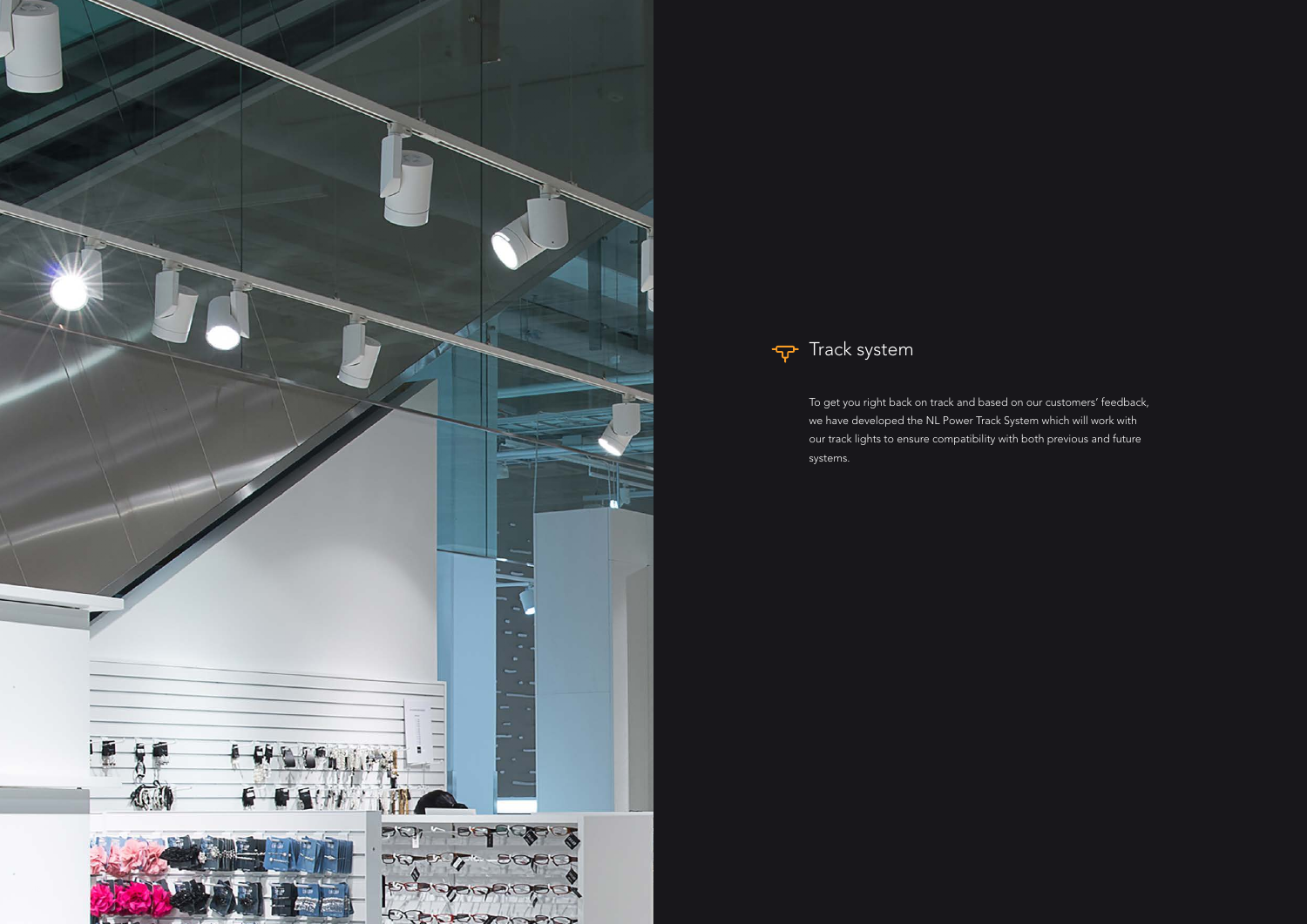## Track system

To get you right back on track and based on our customers' feedback, we have developed the NL Power Track System which will work with our track lights to ensure compatibility with both previous and future systems.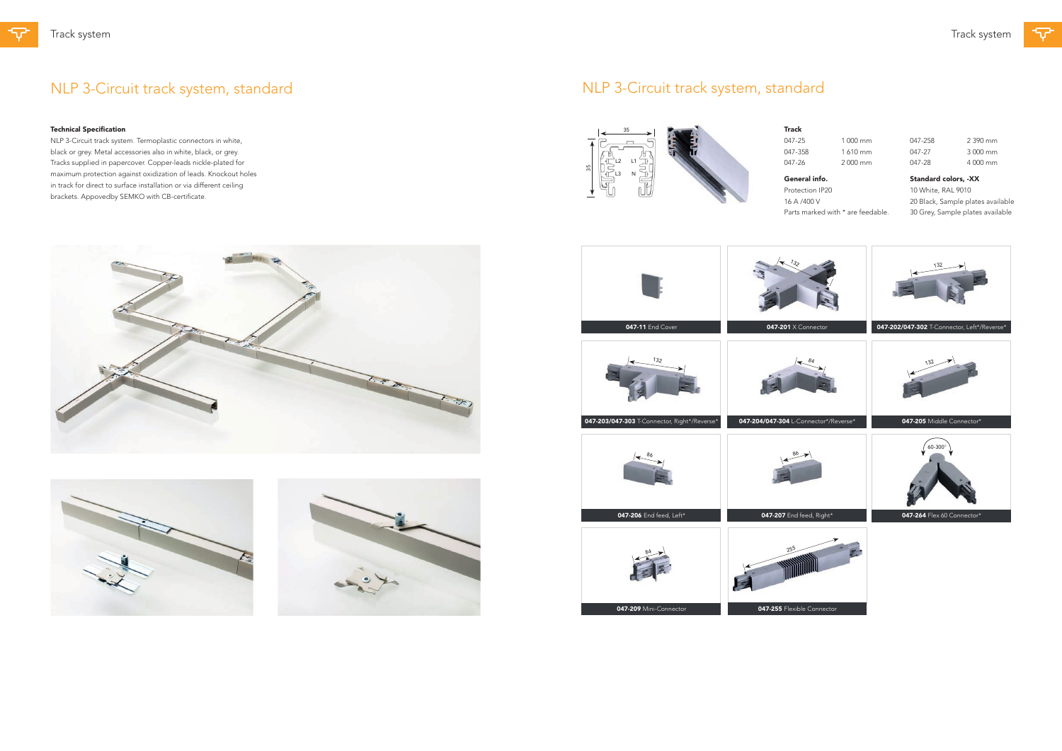# NLP 3-Circuit track system, standard

### Technical Specification

NLP 3-Circuit track system. Termoplastic connectors in white, black or grey. Metal accessories also in white, black, or grey. Tracks supplied in papercover. Copper-leads nickle-plated for maximum protection against oxidization of leads. Knockout holes in track for direct to surface installation or via different ceiling brackets. Appovedby SEMKO with CB-certificate.

# NLP 3-Circuit track system, standard

**Track**

| | | | |
|---|---|---|---|
| 047-25 | 1 000 mm | 047-258 | 2 390 mm |
| 047-358 | 1 610 mm | 047-27 | 3 000 mm |
| 047-26 | 2 000 mm | 047-28 | 4 000 mm |

**General info.**

Protection IP20
16 A /400 V
Parts marked with * are feedable.

**Standard colors, -XX**

10 White, RAL 9010
20 Black, Sample plates available
30 Grey, Sample plates available

**047-11** End Cover

**047-201** X Connector

**047-202/047-302** T-Connector, Left*/Reverse*

**047-203/047-303** T-Connector, Right*/Reverse*

**047-204/047-304** L-Connector*/Reverse*

**047-205** Middle Connector*

**047-206** End feed, Left*

**047-207** End feed, Right*

**047-264** Flex 60 Connector*

**047-209** Mini-Connector

**047-255** Flexible Connector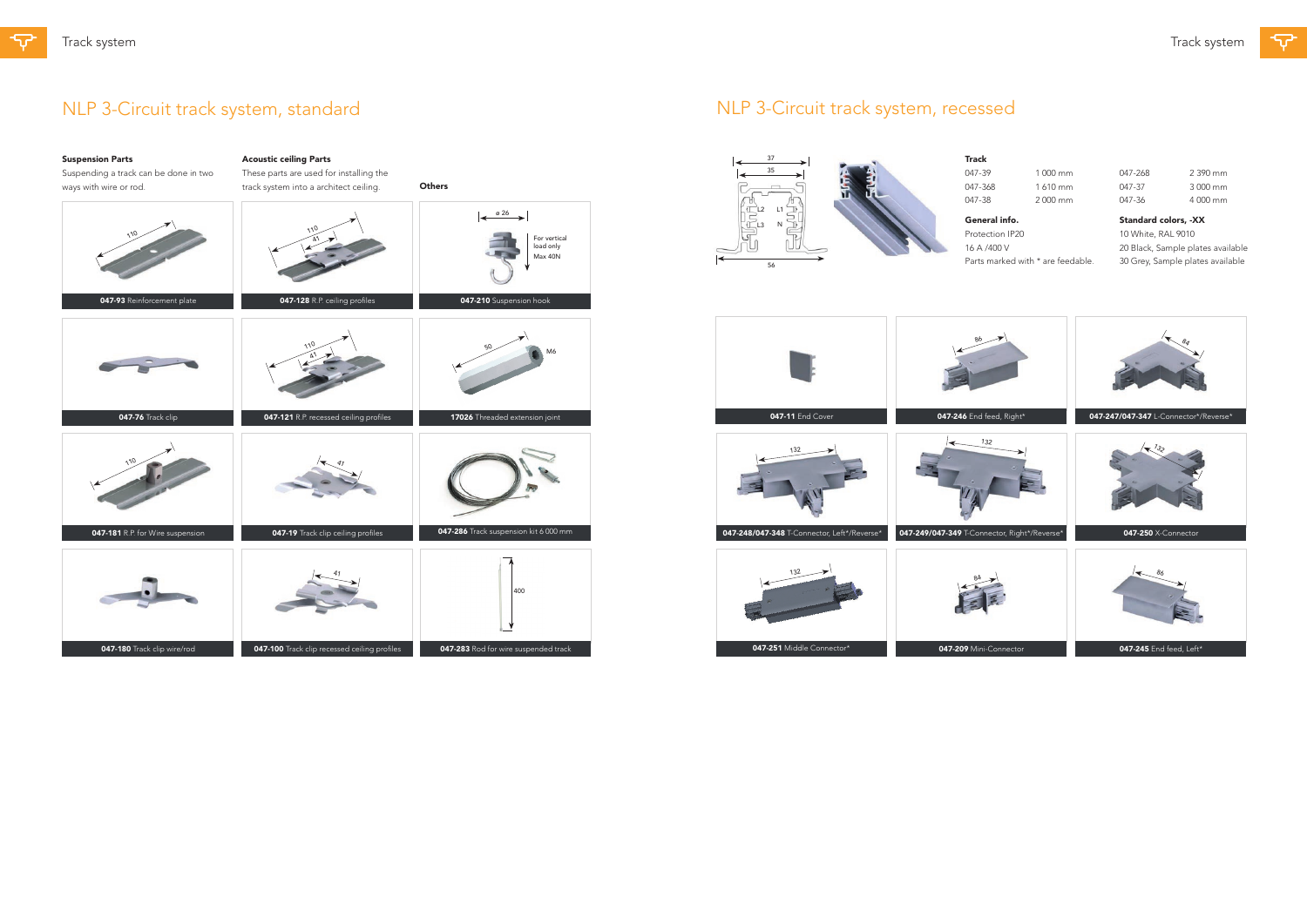# NLP 3-Circuit track system, standard

### Suspension Parts

Suspending a track can be done in two ways with wire or rod.

- **047-93** Reinforcement plate
- **047-76** Track clip
- **047-181** R.P. for Wire suspension
- **047-180** Track clip wire/rod

### Acoustic ceiling Parts

These parts are used for installing the track system into a architect ceiling.

- **047-128** R.P. ceiling profiles
- **047-121** R.P. recessed ceiling profiles
- **047-19** Track clip ceiling profiles
- **047-100** Track clip recessed ceiling profiles

### Others

- **047-210** Suspension hook (ø 26, For vertical load only, Max 40N)
- **17026** Threaded extension joint (50, M6)
- **047-286** Track suspension kit 6 000 mm
- **047-283** Rod for wire suspended track (400)

# NLP 3-Circuit track system, recessed

### Track

| | | | |
|---|---|---|---|
| 047-39 | 1 000 mm | 047-268 | 2 390 mm |
| 047-368 | 1 610 mm | 047-37 | 3 000 mm |
| 047-38 | 2 000 mm | 047-36 | 4 000 mm |

### General info.

Protection IP20
16 A /400 V
Parts marked with * are feedable.

### Standard colors, -XX

10 White, RAL 9010
20 Black, Sample plates available
30 Grey, Sample plates available

- **047-11** End Cover
- **047-246** End feed, Right*
- **047-247/047-347** L-Connector*/Reverse*
- **047-248/047-348** T-Connector, Left*/Reverse*
- **047-249/047-349** T-Connector, Right*/Reverse*
- **047-250** X-Connector
- **047-251** Middle Connector*
- **047-209** Mini-Connector
- **047-245** End feed, Left*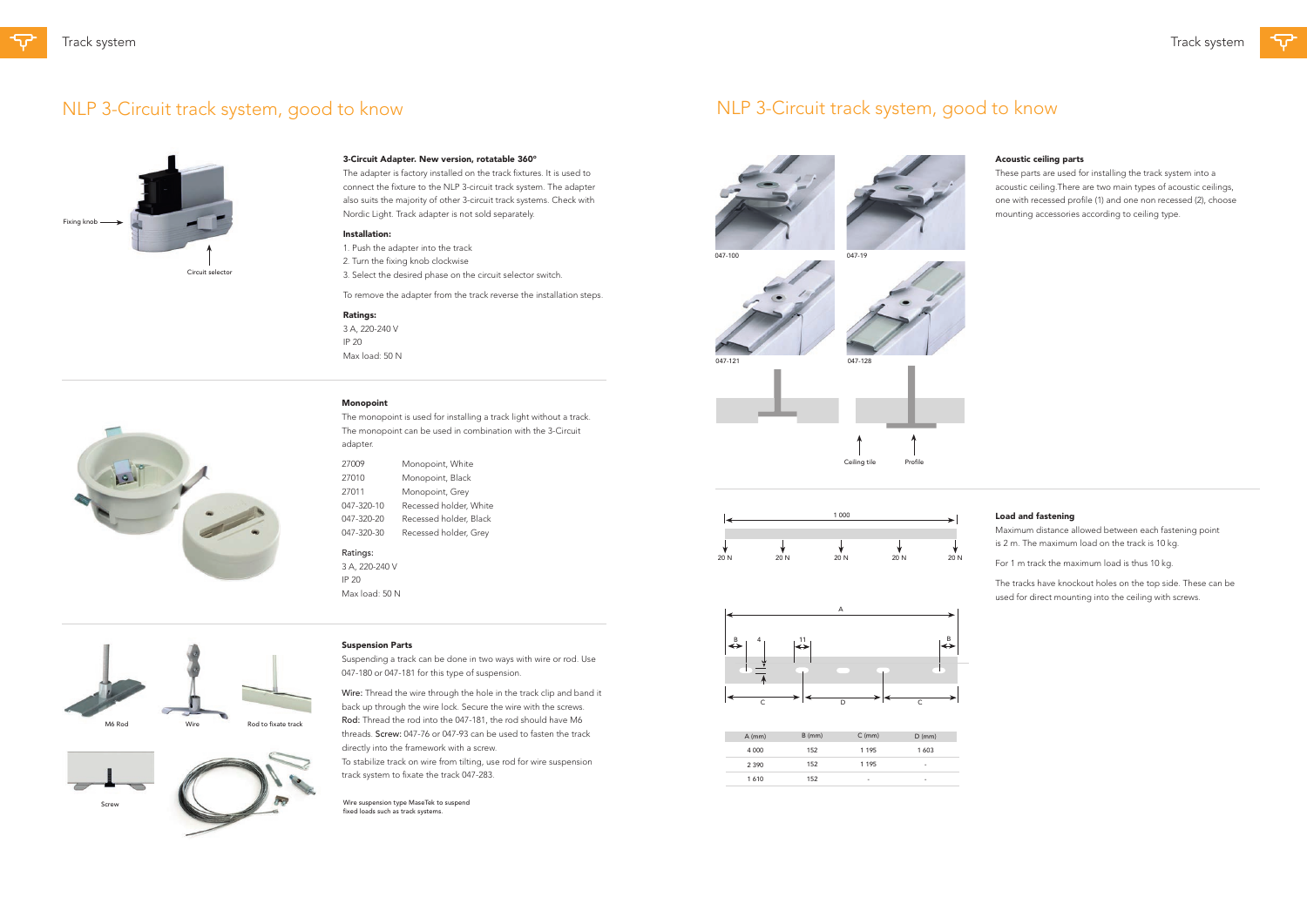# NLP 3-Circuit track system, good to know

Fixing knob

Circuit selector

### 3-Circuit Adapter. New version, rotatable 360°

The adapter is factory installed on the track fixtures. It is used to connect the fixture to the NLP 3-circuit track system. The adapter also suits the majority of other 3-circuit track systems. Check with Nordic Light. Track adapter is not sold separately.

**Installation:**

1. Push the adapter into the track
2. Turn the fixing knob clockwise
3. Select the desired phase on the circuit selector switch.

To remove the adapter from the track reverse the installation steps.

**Ratings:**

3 A, 220-240 V
IP 20
Max load: 50 N

### Monopoint

The monopoint is used for installing a track light without a track. The monopoint can be used in combination with the 3-Circuit adapter.

| | |
|---|---|
| 27009 | Monopoint, White |
| 27010 | Monopoint, Black |
| 27011 | Monopoint, Grey |
| 047-320-10 | Recessed holder, White |
| 047-320-20 | Recessed holder, Black |
| 047-320-30 | Recessed holder, Grey |

Ratings:

3 A, 220-240 V
IP 20
Max load: 50 N

M6 Rod — Wire — Rod to fixate track

Screw

### Suspension Parts

Suspending a track can be done in two ways with wire or rod. Use 047-180 or 047-181 for this type of suspension.

Wire: Thread the wire through the hole in the track clip and band it back up through the wire lock. Secure the wire with the screws. Rod: Thread the rod into the 047-181, the rod should have M6 threads. Screw: 047-76 or 047-93 can be used to fasten the track directly into the framework with a screw.
To stabilize track on wire from tilting, use rod for wire suspension track system to fixate the track 047-283.

Wire suspension type MaseTek to suspend fixed loads such as track systems.

# NLP 3-Circuit track system, good to know

047-100 — 047-19

047-121 — 047-128

Ceiling tile — Profile

### Acoustic ceiling parts

These parts are used for installing the track system into a acoustic ceiling.There are two main types of acoustic ceilings, one with recessed profile (1) and one non recessed (2), choose mounting accessories according to ceiling type.

1 000

20 N — 20 N — 20 N — 20 N — 20 N

### Load and fastening

Maximum distance allowed between each fastening point is 2 m. The maximum load on the track is 10 kg.

For 1 m track the maximum load is thus 10 kg.

The tracks have knockout holes on the top side. These can be used for direct mounting into the ceiling with screws.

A, B, 4, 11, B, C, D, C

| A (mm) | B (mm) | C (mm) | D (mm) |
|---|---|---|---|
| 4 000 | 152 | 1 195 | 1 603 |
| 2 390 | 152 | 1 195 | - |
| 1 610 | 152 | - | - |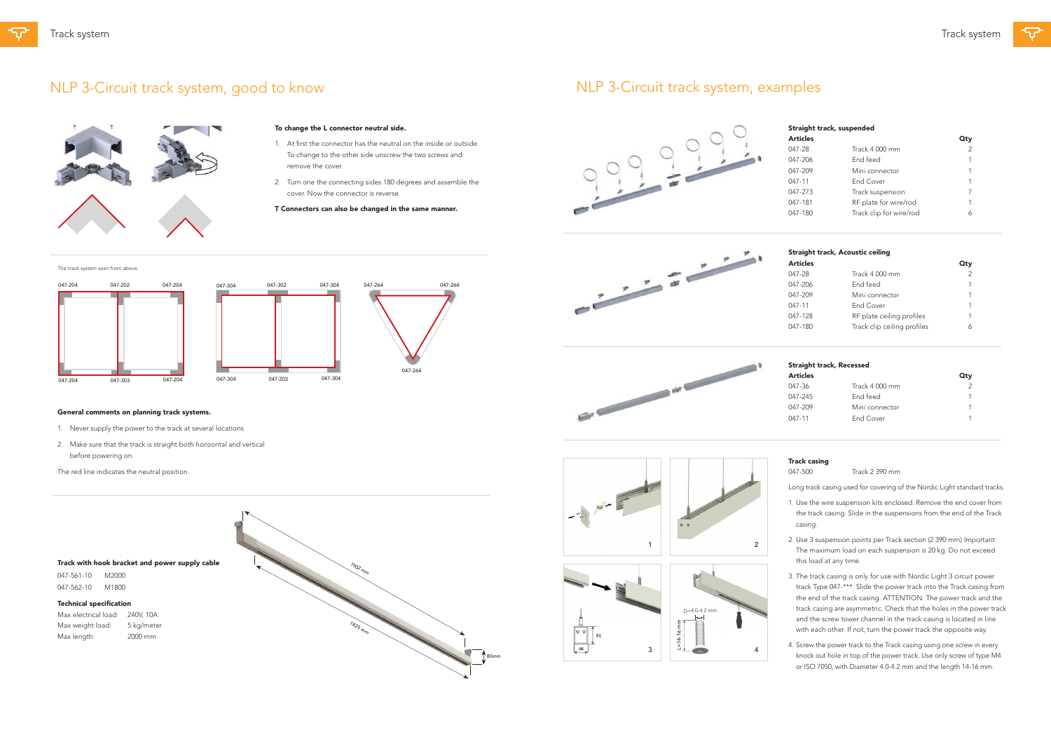# NLP 3-Circuit track system, good to know

**To change the L connector neutral side.**

1. At first the connector has the neutral on the inside or outside To change to the other side unscrew the two screws and remove the cover.
2. Turn one the connecting sides 180 degrees and assemble the cover. Now the connector is reverse.

**T Connectors can also be changed in the same manner.**

The track system seen from above.

047-204
047-202
047-204
047-204
047-303
047-204

047-304
047-302
047-304
047-304
047-203
047-304

047-264
047-264
047-264

**General comments on planning track systems.**

1. Never supply the power to the track at several locations.
2. Make sure that the track is straight both horizontal and vertical before powering on.

The red line indicates the neutral position.

**Track with hook bracket and power supply cable**

047-561-10 M2000
047-562-10 M1800

**Technical specification**

| | |
|---|---|
| Max electrical load: | 240V, 10A |
| Max weight load: | 5 kg/meter |
| Max length: | 2000 mm |

1902 mm
1825 mm
80mm

# NLP 3-Circuit track system, examples

**Straight track, suspended**

| Articles | | Qty |
|---|---|---|
| 047-28 | Track 4 000 mm | 2 |
| 047-206 | End feed | 1 |
| 047-209 | Mini connector | 1 |
| 047-11 | End Cover | 1 |
| 047-273 | Track suspension | 7 |
| 047-181 | RF plate for wire/rod | 1 |
| 047-180 | Track clip for wire/rod | 6 |

**Straight track, Acoustic ceiling**

| Articles | | Qty |
|---|---|---|
| 047-28 | Track 4 000 mm | 2 |
| 047-206 | End feed | 1 |
| 047-209 | Mini connector | 1 |
| 047-11 | End Cover | 1 |
| 047-128 | RF plate ceiling profiles | 1 |
| 047-180 | Track clip ceiling profiles | 6 |

**Straight track, Recessed**

| Articles | | Qty |
|---|---|---|
| 047-36 | Track 4 000 mm | 2 |
| 047-245 | End feed | 1 |
| 047-209 | Mini connector | 1 |
| 047-11 | End Cover | 1 |

1
2
3
4
63
46
D=4.0-4.2 mm
L=14-16 mm

**Track casing**

047-500 Track 2 390 mm

Long track casing used for covering of the Nordic Light standard tracks.

1. Use the wire suspension kits enclosed. Remove the end cover from the track casing. Slide in the suspensions from the end of the Track casing.
2. Use 3 suspension points per Track section (2 390 mm) Important: The maximum load on each suspension is 20 kg. Do not exceed this load at any time.
3. The track casing is only for use with Nordic Light 3 circuit power track Type 047-***. Slide the power track into the Track casing from the end of the track casing. ATTENTION: The power track and the track casing are asymmetric. Check that the holes in the power track and the screw tower channel in the track casing is located in line with each other. If not, turn the power track the opposite way.
4. Screw the power track to the Track casing using one screw in every knock out hole in top of the power track. Use only screw of type M4 or ISO 7050, with Diameter 4.0-4.2 mm and the length 14-16 mm.